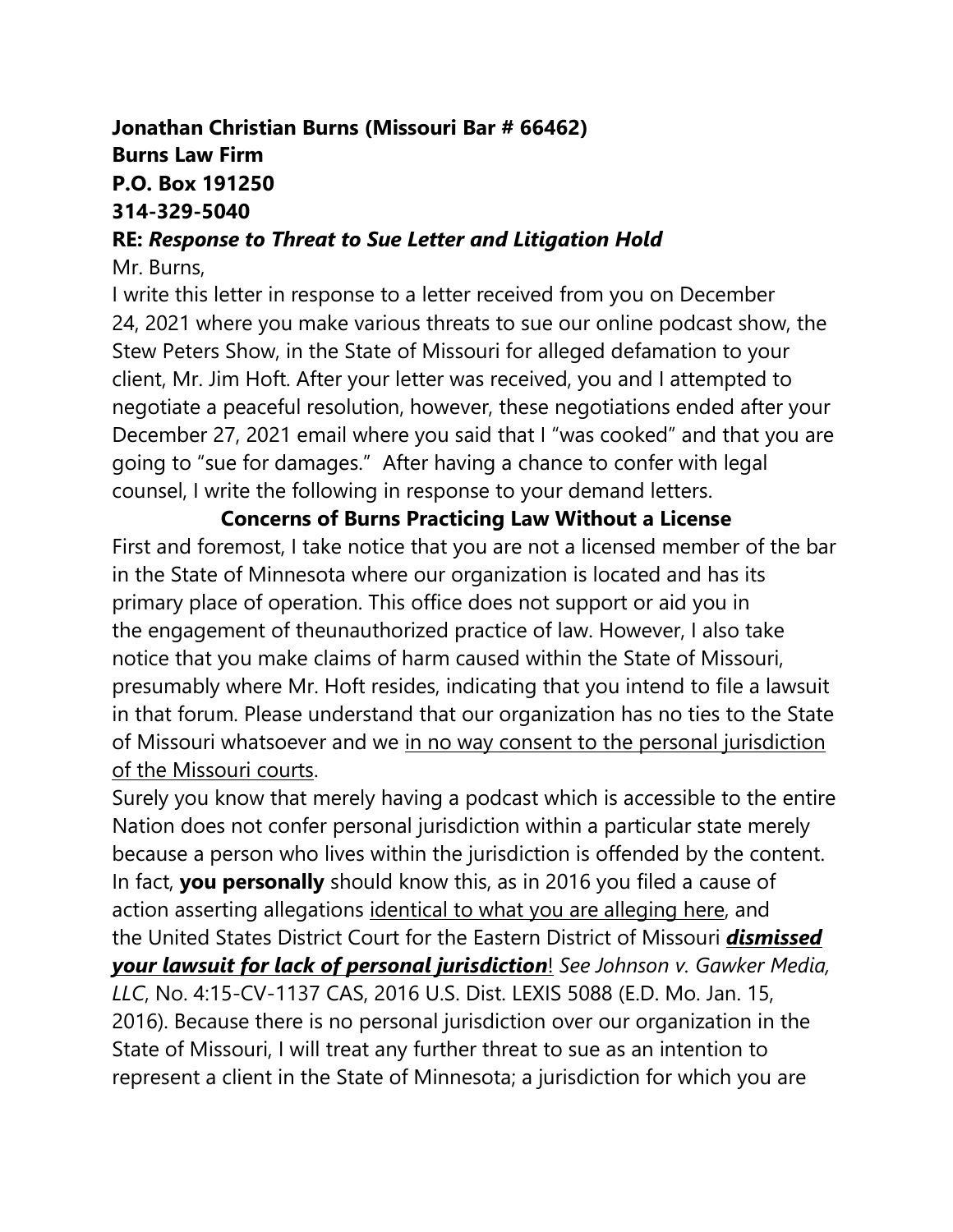**Jonathan Christian Burns (Missouri Bar # 66462)**
**Burns Law Firm**
**P.O. Box 191250**
**314-329-5040**

**RE:** ***Response to Threat to Sue Letter and Litigation Hold***

Mr. Burns,

I write this letter in response to a letter received from you on December 24, 2021 where you make various threats to sue our online podcast show, the Stew Peters Show, in the State of Missouri for alleged defamation to your client, Mr. Jim Hoft. After your letter was received, you and I attempted to negotiate a peaceful resolution, however, these negotiations ended after your December 27, 2021 email where you said that I "was cooked" and that you are going to "sue for damages." After having a chance to confer with legal counsel, I write the following in response to your demand letters.

**Concerns of Burns Practicing Law Without a License**

First and foremost, I take notice that you are not a licensed member of the bar in the State of Minnesota where our organization is located and has its primary place of operation. This office does not support or aid you in the engagement of theunauthorized practice of law. However, I also take notice that you make claims of harm caused within the State of Missouri, presumably where Mr. Hoft resides, indicating that you intend to file a lawsuit in that forum. Please understand that our organization has no ties to the State of Missouri whatsoever and we <u>in no way consent to the personal jurisdiction of the Missouri courts</u>.

Surely you know that merely having a podcast which is accessible to the entire Nation does not confer personal jurisdiction within a particular state merely because a person who lives within the jurisdiction is offended by the content. In fact, **you personally** should know this, as in 2016 you filed a cause of action asserting allegations <u>identical to what you are alleging here</u>, and the United States District Court for the Eastern District of Missouri ***<u>dismissed your lawsuit for lack of personal jurisdiction</u>***! *See Johnson v. Gawker Media, LLC*, No. 4:15-CV-1137 CAS, 2016 U.S. Dist. LEXIS 5088 (E.D. Mo. Jan. 15, 2016). Because there is no personal jurisdiction over our organization in the State of Missouri, I will treat any further threat to sue as an intention to represent a client in the State of Minnesota; a jurisdiction for which you are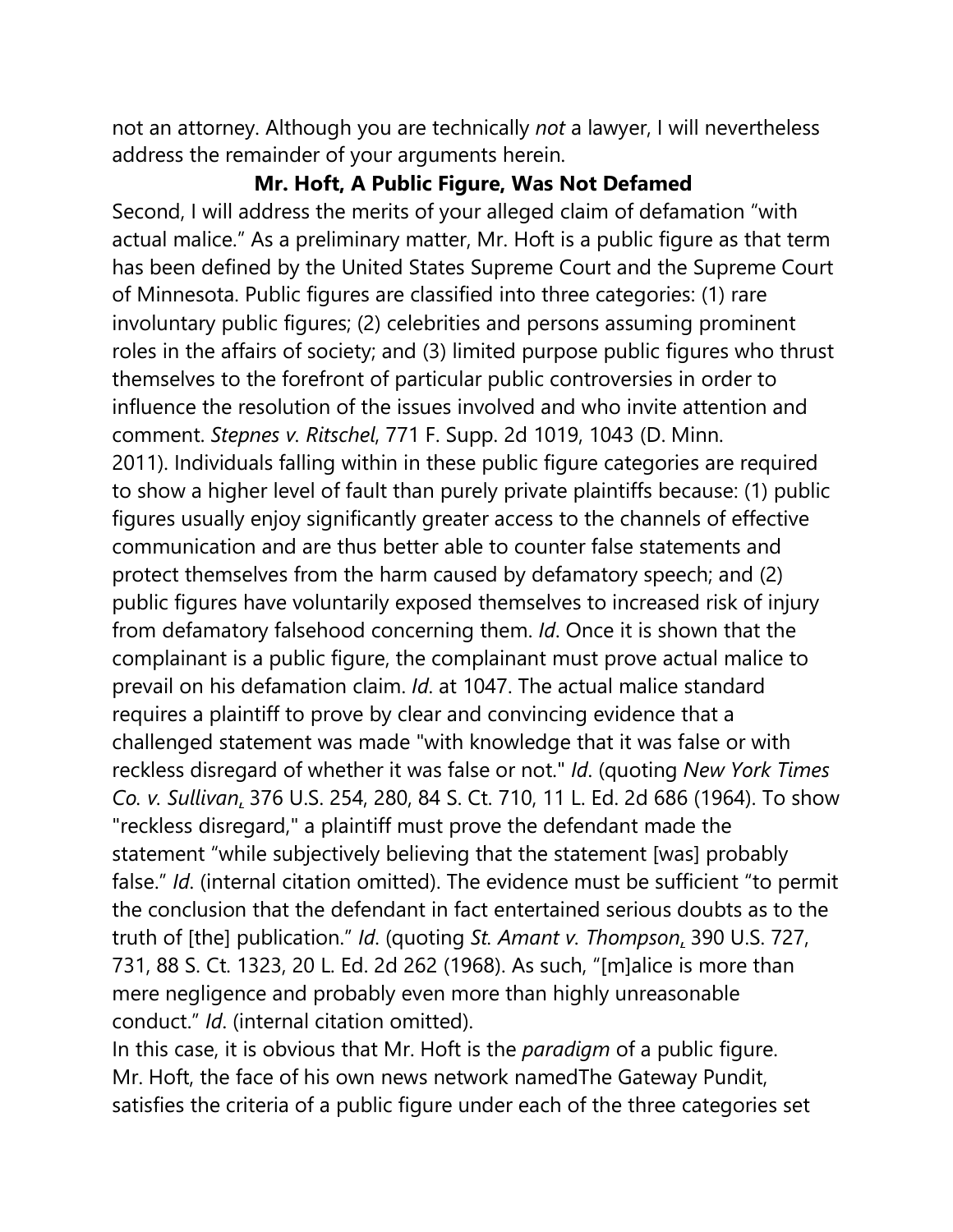not an attorney. Although you are technically *not* a lawyer, I will nevertheless address the remainder of your arguments herein.

**Mr. Hoft, A Public Figure, Was Not Defamed**

Second, I will address the merits of your alleged claim of defamation "with actual malice." As a preliminary matter, Mr. Hoft is a public figure as that term has been defined by the United States Supreme Court and the Supreme Court of Minnesota. Public figures are classified into three categories: (1) rare involuntary public figures; (2) celebrities and persons assuming prominent roles in the affairs of society; and (3) limited purpose public figures who thrust themselves to the forefront of particular public controversies in order to influence the resolution of the issues involved and who invite attention and comment. *Stepnes v. Ritschel*, 771 F. Supp. 2d 1019, 1043 (D. Minn. 2011). Individuals falling within in these public figure categories are required to show a higher level of fault than purely private plaintiffs because: (1) public figures usually enjoy significantly greater access to the channels of effective communication and are thus better able to counter false statements and protect themselves from the harm caused by defamatory speech; and (2) public figures have voluntarily exposed themselves to increased risk of injury from defamatory falsehood concerning them. *Id*. Once it is shown that the complainant is a public figure, the complainant must prove actual malice to prevail on his defamation claim. *Id*. at 1047. The actual malice standard requires a plaintiff to prove by clear and convincing evidence that a challenged statement was made "with knowledge that it was false or with reckless disregard of whether it was false or not." *Id*. (quoting *New York Times Co. v. Sullivan*, 376 U.S. 254, 280, 84 S. Ct. 710, 11 L. Ed. 2d 686 (1964). To show "reckless disregard," a plaintiff must prove the defendant made the statement "while subjectively believing that the statement [was] probably false." *Id*. (internal citation omitted). The evidence must be sufficient "to permit the conclusion that the defendant in fact entertained serious doubts as to the truth of [the] publication." *Id*. (quoting *St. Amant v. Thompson*, 390 U.S. 727, 731, 88 S. Ct. 1323, 20 L. Ed. 2d 262 (1968). As such, "[m]alice is more than mere negligence and probably even more than highly unreasonable conduct." *Id*. (internal citation omitted).

In this case, it is obvious that Mr. Hoft is the *paradigm* of a public figure. Mr. Hoft, the face of his own news network namedThe Gateway Pundit, satisfies the criteria of a public figure under each of the three categories set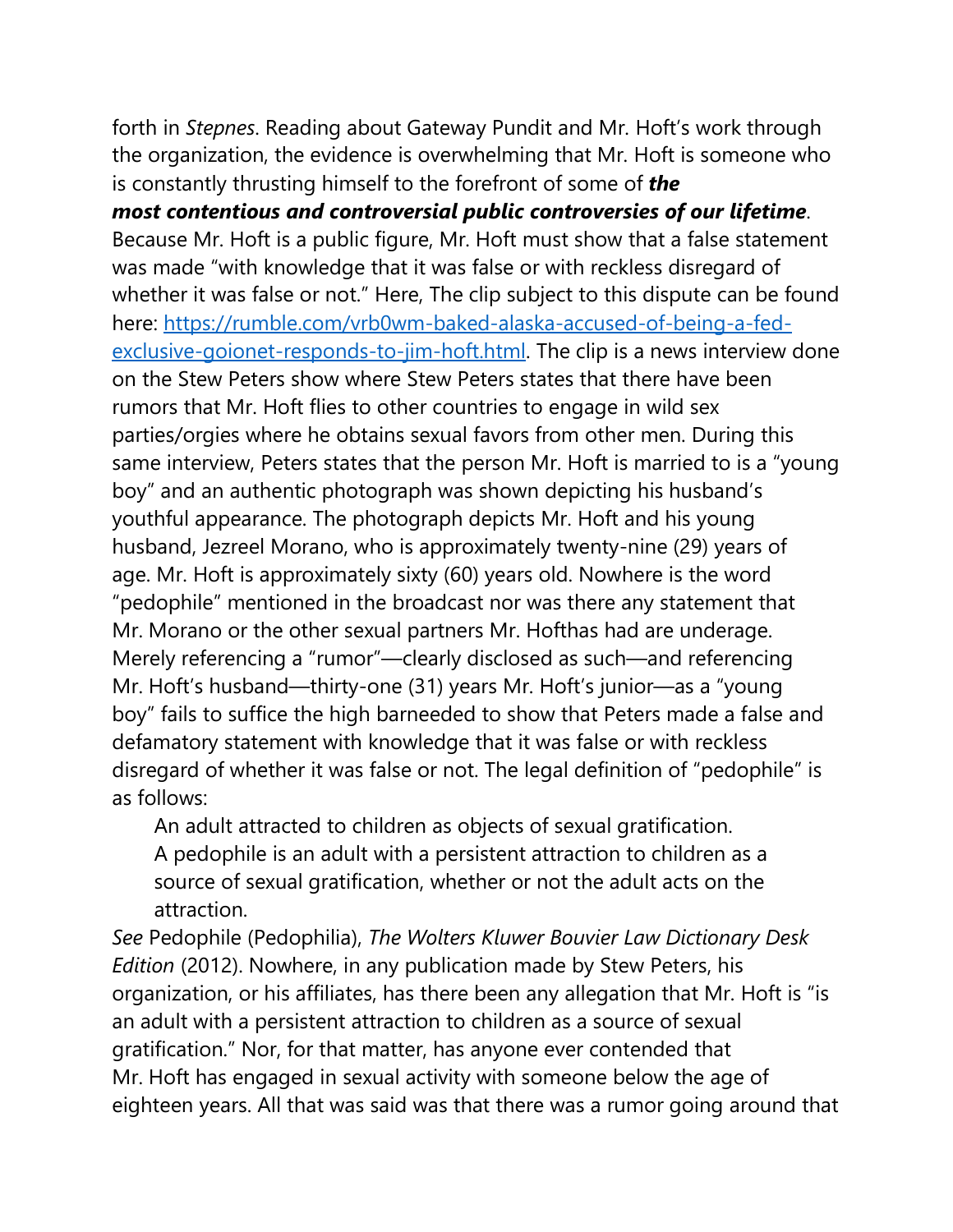forth in *Stepnes*. Reading about Gateway Pundit and Mr. Hoft's work through the organization, the evidence is overwhelming that Mr. Hoft is someone who is constantly thrusting himself to the forefront of some of ***the most contentious and controversial public controversies of our lifetime***. Because Mr. Hoft is a public figure, Mr. Hoft must show that a false statement was made "with knowledge that it was false or with reckless disregard of whether it was false or not." Here, The clip subject to this dispute can be found here: [https://rumble.com/vrb0wm-baked-alaska-accused-of-being-a-fed-exclusive-goionet-responds-to-jim-hoft.html](https://rumble.com/vrb0wm-baked-alaska-accused-of-being-a-fed-exclusive-goionet-responds-to-jim-hoft.html). The clip is a news interview done on the Stew Peters show where Stew Peters states that there have been rumors that Mr. Hoft flies to other countries to engage in wild sex parties/orgies where he obtains sexual favors from other men. During this same interview, Peters states that the person Mr. Hoft is married to is a "young boy" and an authentic photograph was shown depicting his husband's youthful appearance. The photograph depicts Mr. Hoft and his young husband, Jezreel Morano, who is approximately twenty-nine (29) years of age. Mr. Hoft is approximately sixty (60) years old. Nowhere is the word "pedophile" mentioned in the broadcast nor was there any statement that Mr. Morano or the other sexual partners Mr. Hofthas had are underage. Merely referencing a "rumor"—clearly disclosed as such—and referencing Mr. Hoft's husband—thirty-one (31) years Mr. Hoft's junior—as a "young boy" fails to suffice the high barneeded to show that Peters made a false and defamatory statement with knowledge that it was false or with reckless disregard of whether it was false or not. The legal definition of "pedophile" is as follows:

> An adult attracted to children as objects of sexual gratification. A pedophile is an adult with a persistent attraction to children as a source of sexual gratification, whether or not the adult acts on the attraction.

*See* Pedophile (Pedophilia), *The Wolters Kluwer Bouvier Law Dictionary Desk Edition* (2012). Nowhere, in any publication made by Stew Peters, his organization, or his affiliates, has there been any allegation that Mr. Hoft is "is an adult with a persistent attraction to children as a source of sexual gratification." Nor, for that matter, has anyone ever contended that Mr. Hoft has engaged in sexual activity with someone below the age of eighteen years. All that was said was that there was a rumor going around that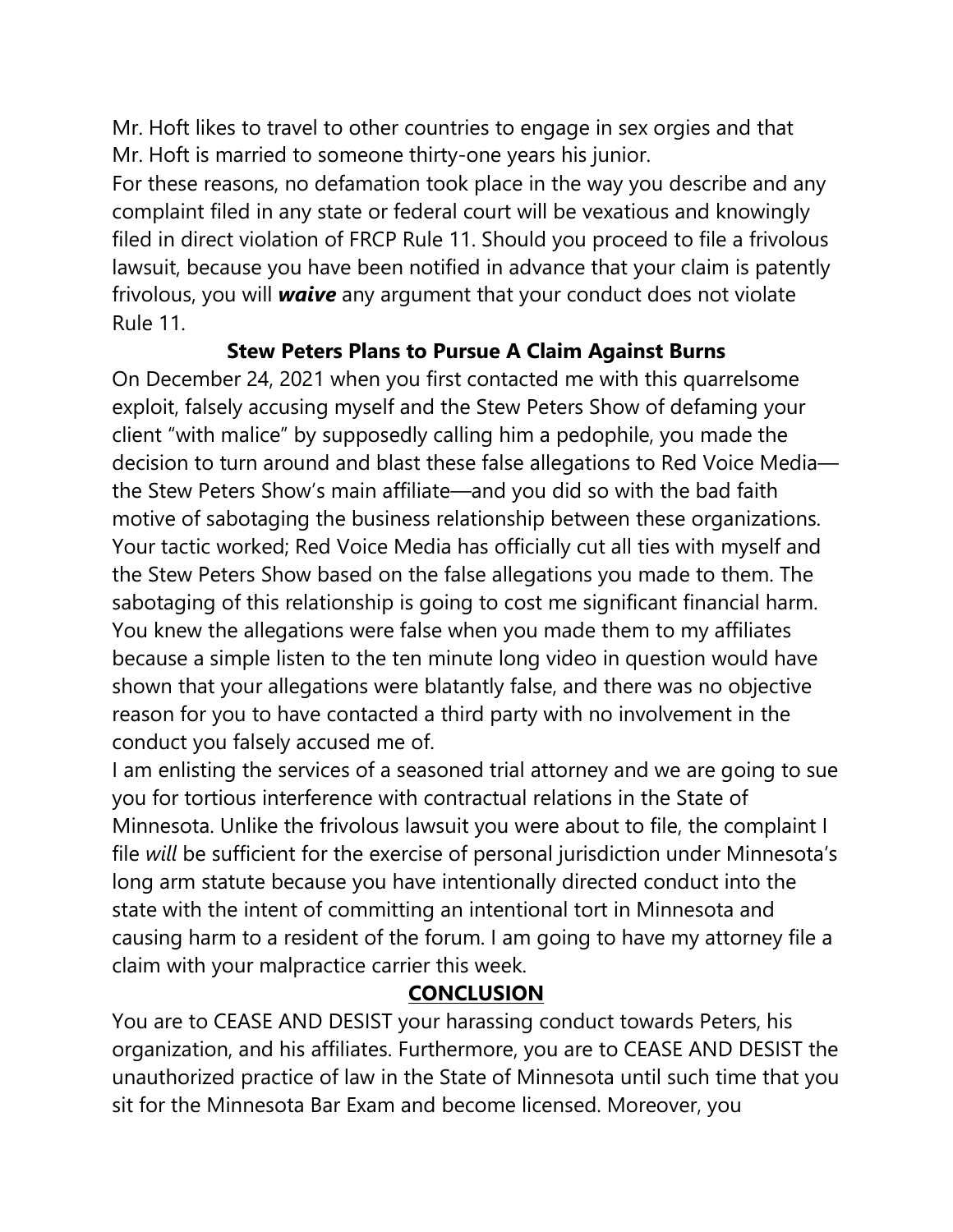Mr. Hoft likes to travel to other countries to engage in sex orgies and that Mr. Hoft is married to someone thirty-one years his junior.

For these reasons, no defamation took place in the way you describe and any complaint filed in any state or federal court will be vexatious and knowingly filed in direct violation of FRCP Rule 11. Should you proceed to file a frivolous lawsuit, because you have been notified in advance that your claim is patently frivolous, you will ***waive*** any argument that your conduct does not violate Rule 11.

**Stew Peters Plans to Pursue A Claim Against Burns**

On December 24, 2021 when you first contacted me with this quarrelsome exploit, falsely accusing myself and the Stew Peters Show of defaming your client "with malice" by supposedly calling him a pedophile, you made the decision to turn around and blast these false allegations to Red Voice Media—the Stew Peters Show's main affiliate—and you did so with the bad faith motive of sabotaging the business relationship between these organizations. Your tactic worked; Red Voice Media has officially cut all ties with myself and the Stew Peters Show based on the false allegations you made to them. The sabotaging of this relationship is going to cost me significant financial harm. You knew the allegations were false when you made them to my affiliates because a simple listen to the ten minute long video in question would have shown that your allegations were blatantly false, and there was no objective reason for you to have contacted a third party with no involvement in the conduct you falsely accused me of.

I am enlisting the services of a seasoned trial attorney and we are going to sue you for tortious interference with contractual relations in the State of Minnesota. Unlike the frivolous lawsuit you were about to file, the complaint I file *will* be sufficient for the exercise of personal jurisdiction under Minnesota's long arm statute because you have intentionally directed conduct into the state with the intent of committing an intentional tort in Minnesota and causing harm to a resident of the forum. I am going to have my attorney file a claim with your malpractice carrier this week.

**CONCLUSION**

You are to CEASE AND DESIST your harassing conduct towards Peters, his organization, and his affiliates. Furthermore, you are to CEASE AND DESIST the unauthorized practice of law in the State of Minnesota until such time that you sit for the Minnesota Bar Exam and become licensed. Moreover, you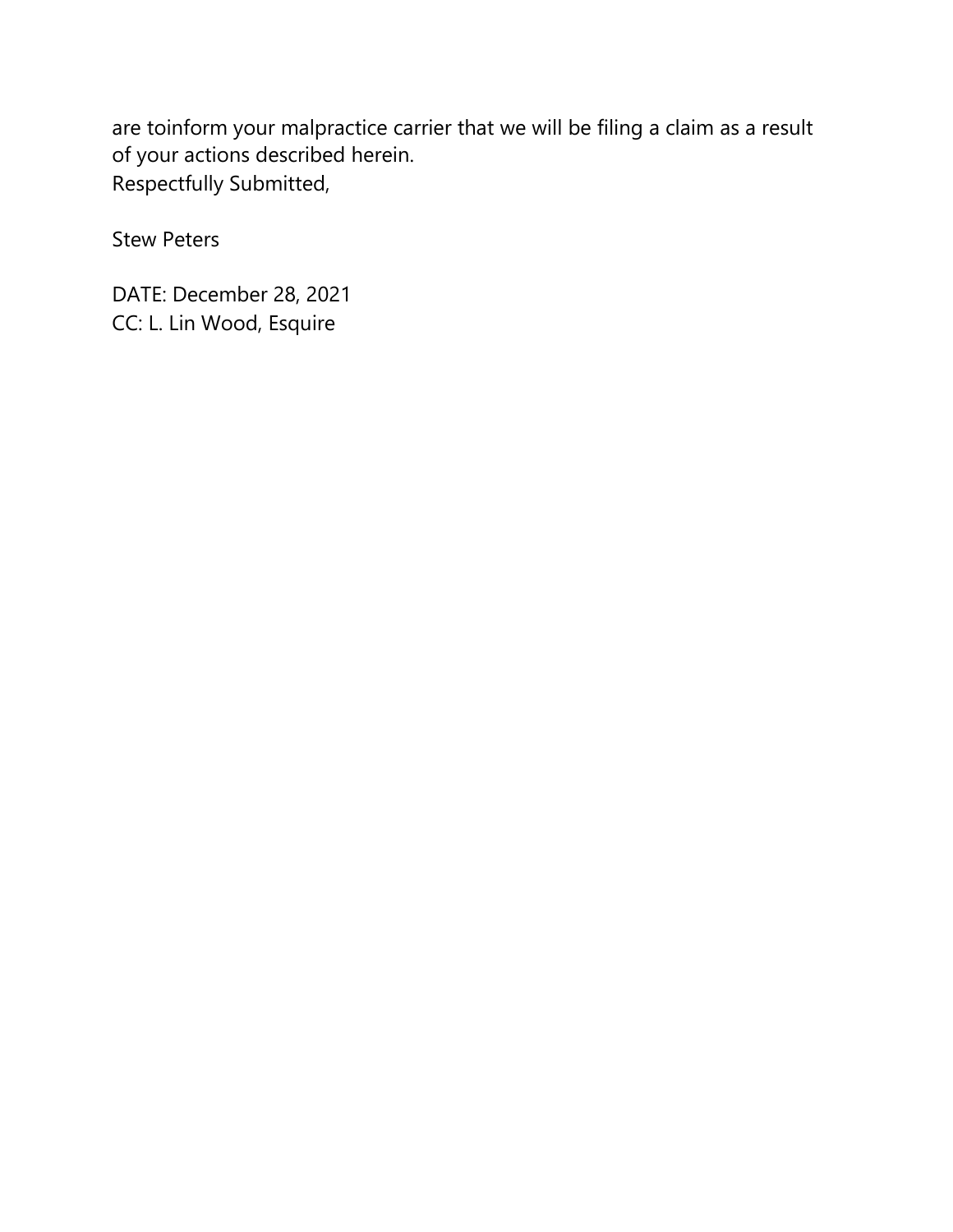are toinform your malpractice carrier that we will be filing a claim as a result of your actions described herein.

Respectfully Submitted,

Stew Peters

DATE: December 28, 2021

CC: L. Lin Wood, Esquire